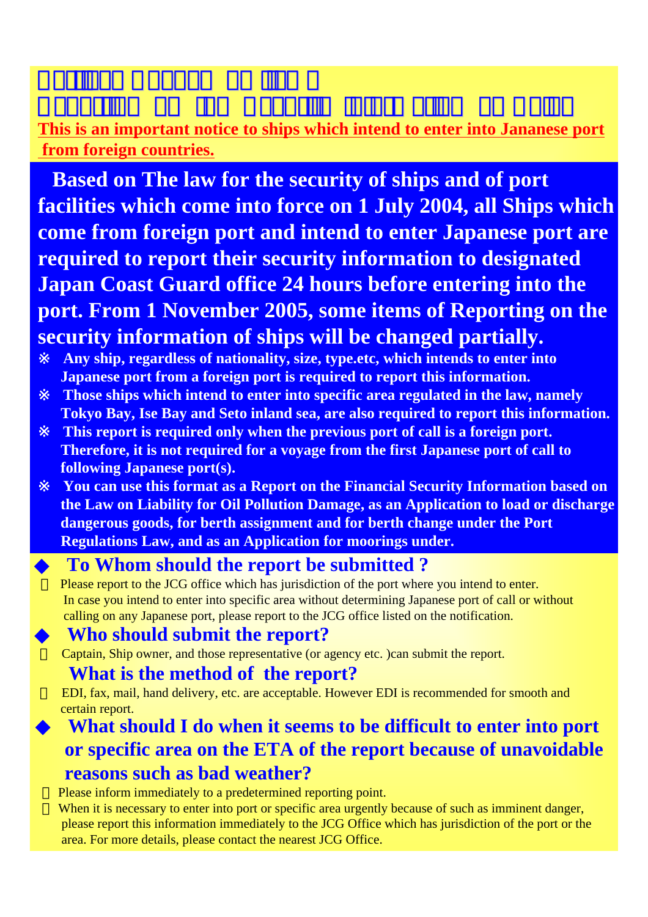**This is an important notice to ships which intend to enter into Jananese port from foreign countries.**

**Based on The law for the security of ships and of port facilities which come into force on 1 July 2004, all Ships which come from foreign port and intend to enter Japanese port are required to report their security information to designated Japan Coast Guard office 24 hours before entering into the port. From 1 November 2005, some items of Reporting on the security information of ships will be changed partially.**

- ※ **Any ship, regardless of nationality, size, type.etc, which intends to enter into Japanese port from a foreign port is required to report this information.**
- ※ **Those ships which intend to enter into specific area regulated in the law, namely Tokyo Bay, Ise Bay and Seto inland sea, are also required to report this information.**
- ※ **This report is required only when the previous port of call is a foreign port. Therefore, it is not required for a voyage from the first Japanese port of call to following Japanese port(s).**
- ※ **You can use this format as a Report on the Financial Security Information based on the Law on Liability for Oil Pollution Damage, as an Application to load or discharge dangerous goods, for berth assignment and for berth change under the Port Regulations Law, and as an Application for moorings under.**

## ◆ To Whom should the report be submitted ?

- Please report to the JCG office which has jurisdiction of the port where you intend to enter. In case you intend to enter into specific area without determining Japanese port of call or without calling on any Japanese port, please report to the JCG office listed on the notification.

## ◆ Who should submit the report?

- Captain, Ship owner, and those representative (or agency etc. )can submit the report.

## What is the method of the report?

- EDI, fax, mail, hand delivery, etc. are acceptable. However EDI is recommended for smooth and certain report.

## ◆ What should I do when it seems to be difficult to enter into port or specific area on the ETA of the report because of unavoidable reasons such as bad weather?

- Please inform immediately to a predetermined reporting point.
- When it is necessary to enter into port or specific area urgently because of such as imminent danger, please report this information immediately to the JCG Office which has jurisdiction of the port or the area. For more details, please contact the nearest JCG Office.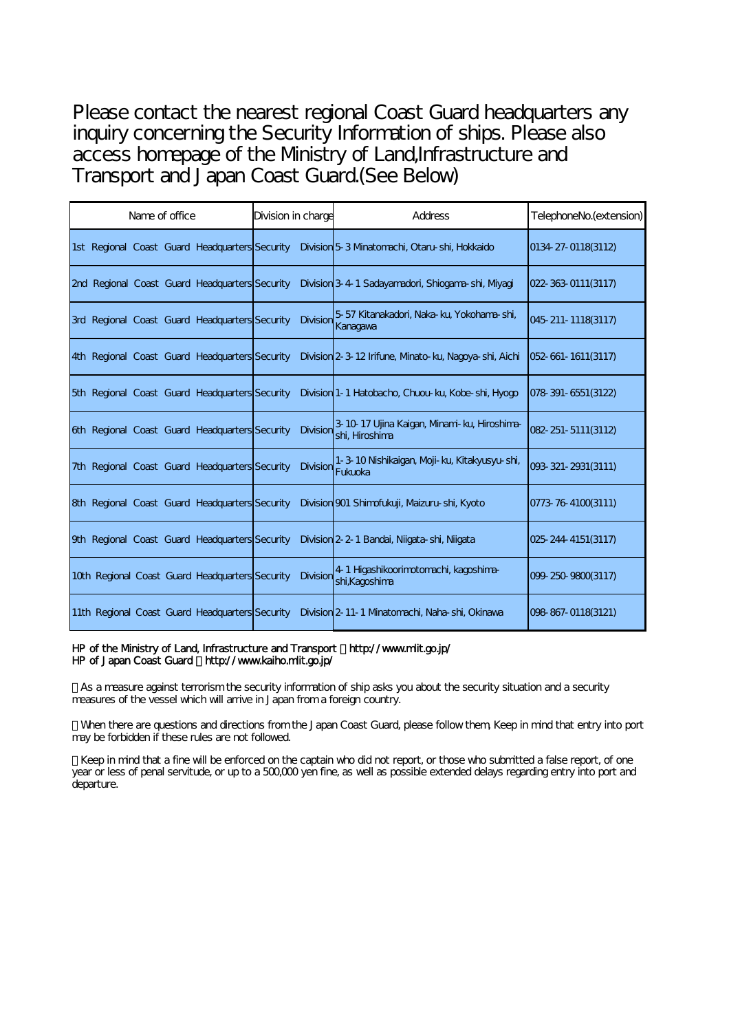Please contact the nearest regional Coast Guard headquarters any inquiry concerning the Security Information of ships. Please also access homepage of the Ministry of Land,Infrastructure and Transport and Japan Coast Guard.(See Below)

| Name of office | Division in charge | Address | TelephoneNo.(extension) |
|---|---|---|---|
| 1st Regional Coast Guard Headquarters | Security Division | 5-3 Minatomachi, Otaru-shi, Hokkaido | 0134-27-0118(3112) |
| 2nd Regional Coast Guard Headquarters | Security Division | 3-4-1 Sadayamadori, Shiogama-shi, Miyagi | 022-363-0111(3117) |
| 3rd Regional Coast Guard Headquarters | Security Division | 5-57 Kitanakadori, Naka-ku, Yokohama-shi, Kanagawa | 045-211-1118(3117) |
| 4th Regional Coast Guard Headquarters | Security Division | 2-3-12 Irifune, Minato-ku, Nagoya-shi, Aichi | 052-661-1611(3117) |
| 5th Regional Coast Guard Headquarters | Security Division | 1-1 Hatobacho, Chuou-ku, Kobe-shi, Hyogo | 078-391-6551(3122) |
| 6th Regional Coast Guard Headquarters | Security Division | 3-10-17 Ujina Kaigan, Minami-ku, Hiroshima-shi, Hiroshima | 082-251-5111(3112) |
| 7th Regional Coast Guard Headquarters | Security Division | 1-3-10 Nishikaigan, Moji-ku, Kitakyusyu-shi, Fukuoka | 093-321-2931(3111) |
| 8th Regional Coast Guard Headquarters | Security Division | 901 Shimofukuji, Maizuru-shi, Kyoto | 0773-76-4100(3111) |
| 9th Regional Coast Guard Headquarters | Security Division | 2-2-1 Bandai, Niigata-shi, Niigata | 025-244-4151(3117) |
| 10th Regional Coast Guard Headquarters | Security Division | 4-1 Higashikoorimotomachi, kagoshima-shi,Kagoshima | 099-250-9800(3117) |
| 11th Regional Coast Guard Headquarters | Security Division | 2-11-1 Minatomachi, Naha-shi, Okinawa | 098-867-0118(3121) |

HP of the Ministry of Land, Infrastructure and Transport ：http://www.mlit.go.jp/
HP of Japan Coast Guard ：http://www.kaiho.mlit.go.jp/

・As a measure against terrorism the security information of ship asks you about the security situation and a security measures of the vessel which will arrive in Japan from a foreign country.

・When there are questions and directions from the Japan Coast Guard, please follow them, Keep in mind that entry into port may be forbidden if these rules are not followed.

・Keep in mind that a fine will be enforced on the captain who did not report, or those who submitted a false report, of one year or less of penal servitude, or up to a 500,000 yen fine, as well as possible extended delays regarding entry into port and departure.